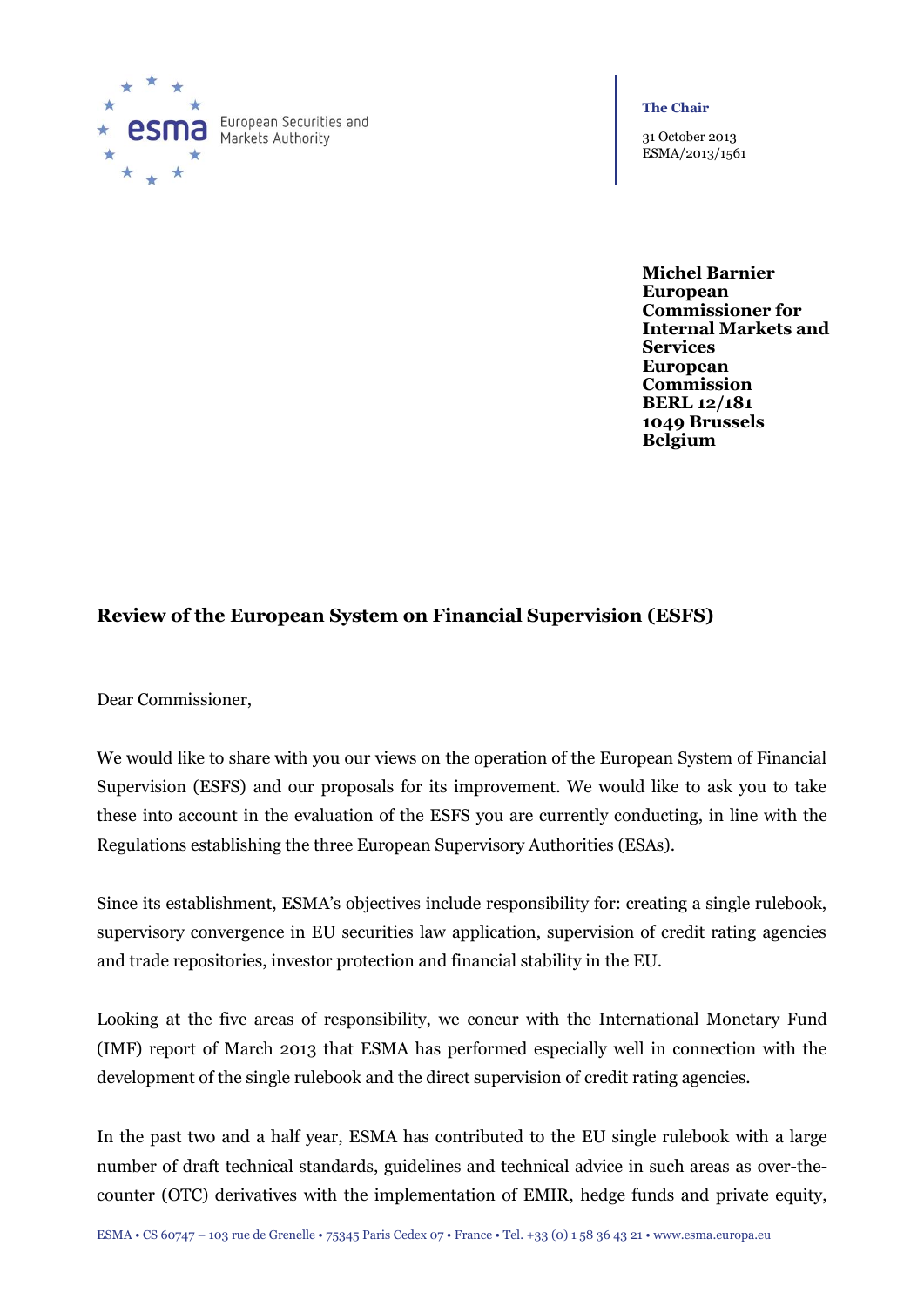European Securities and Markets Authority

**The Chair**

31 October 2013
ESMA/2013/1561

**Michel Barnier**
**European Commissioner for Internal Markets and Services**
**European Commission**
**BERL 12/181**
**1049 Brussels**
**Belgium**

**Review of the European System on Financial Supervision (ESFS)**

Dear Commissioner,

We would like to share with you our views on the operation of the European System of Financial Supervision (ESFS) and our proposals for its improvement. We would like to ask you to take these into account in the evaluation of the ESFS you are currently conducting, in line with the Regulations establishing the three European Supervisory Authorities (ESAs).

Since its establishment, ESMA's objectives include responsibility for: creating a single rulebook, supervisory convergence in EU securities law application, supervision of credit rating agencies and trade repositories, investor protection and financial stability in the EU.

Looking at the five areas of responsibility, we concur with the International Monetary Fund (IMF) report of March 2013 that ESMA has performed especially well in connection with the development of the single rulebook and the direct supervision of credit rating agencies.

In the past two and a half year, ESMA has contributed to the EU single rulebook with a large number of draft technical standards, guidelines and technical advice in such areas as over-the-counter (OTC) derivatives with the implementation of EMIR, hedge funds and private equity,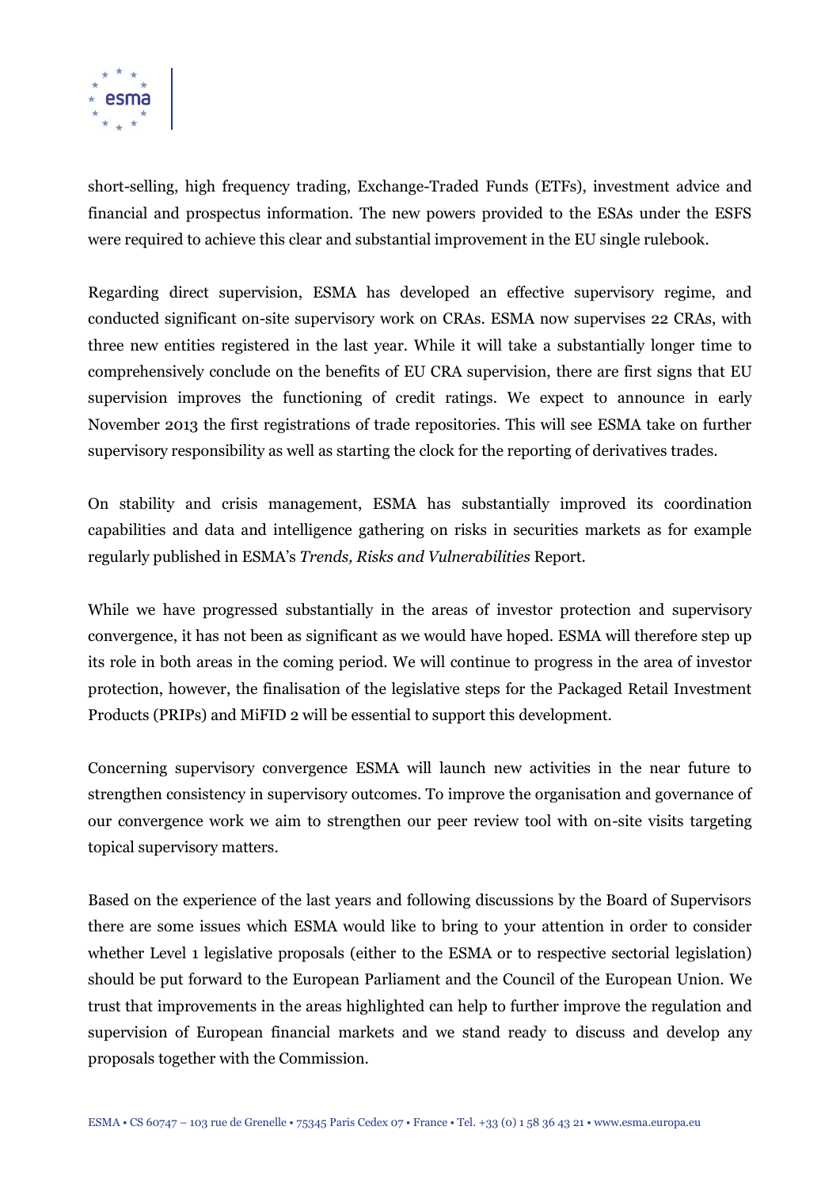short-selling, high frequency trading, Exchange-Traded Funds (ETFs), investment advice and financial and prospectus information. The new powers provided to the ESAs under the ESFS were required to achieve this clear and substantial improvement in the EU single rulebook.

Regarding direct supervision, ESMA has developed an effective supervisory regime, and conducted significant on-site supervisory work on CRAs. ESMA now supervises 22 CRAs, with three new entities registered in the last year. While it will take a substantially longer time to comprehensively conclude on the benefits of EU CRA supervision, there are first signs that EU supervision improves the functioning of credit ratings. We expect to announce in early November 2013 the first registrations of trade repositories. This will see ESMA take on further supervisory responsibility as well as starting the clock for the reporting of derivatives trades.

On stability and crisis management, ESMA has substantially improved its coordination capabilities and data and intelligence gathering on risks in securities markets as for example regularly published in ESMA's *Trends, Risks and Vulnerabilities* Report.

While we have progressed substantially in the areas of investor protection and supervisory convergence, it has not been as significant as we would have hoped. ESMA will therefore step up its role in both areas in the coming period. We will continue to progress in the area of investor protection, however, the finalisation of the legislative steps for the Packaged Retail Investment Products (PRIPs) and MiFID 2 will be essential to support this development.

Concerning supervisory convergence ESMA will launch new activities in the near future to strengthen consistency in supervisory outcomes. To improve the organisation and governance of our convergence work we aim to strengthen our peer review tool with on-site visits targeting topical supervisory matters.

Based on the experience of the last years and following discussions by the Board of Supervisors there are some issues which ESMA would like to bring to your attention in order to consider whether Level 1 legislative proposals (either to the ESMA or to respective sectorial legislation) should be put forward to the European Parliament and the Council of the European Union. We trust that improvements in the areas highlighted can help to further improve the regulation and supervision of European financial markets and we stand ready to discuss and develop any proposals together with the Commission.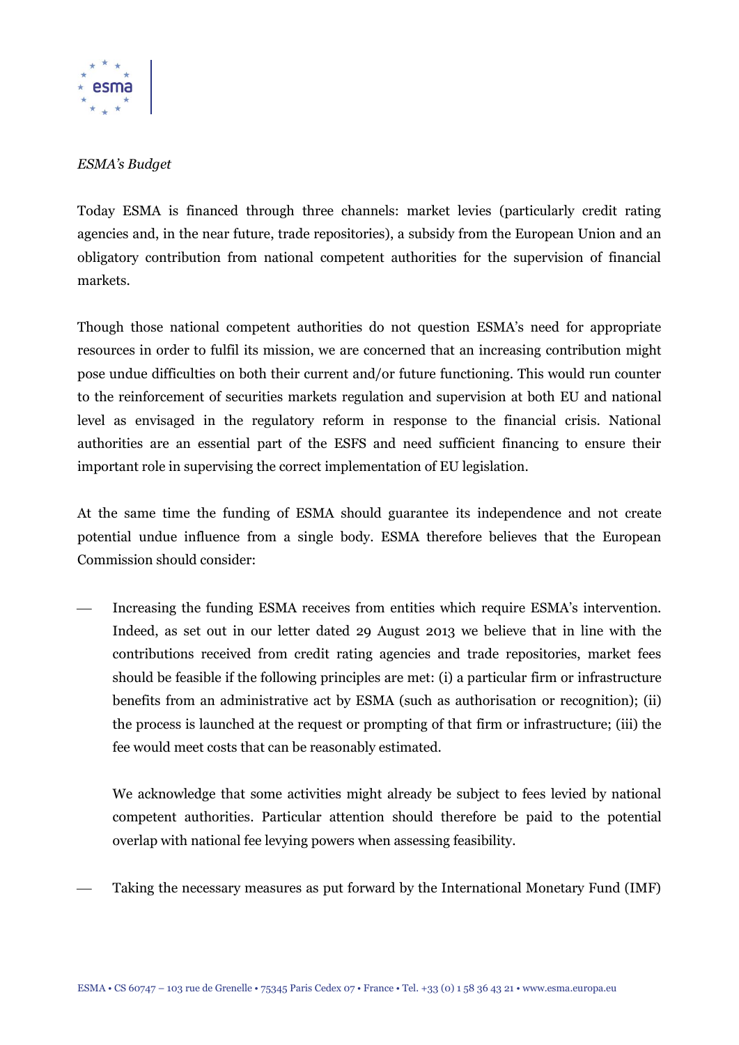*ESMA's Budget*

Today ESMA is financed through three channels: market levies (particularly credit rating agencies and, in the near future, trade repositories), a subsidy from the European Union and an obligatory contribution from national competent authorities for the supervision of financial markets.

Though those national competent authorities do not question ESMA's need for appropriate resources in order to fulfil its mission, we are concerned that an increasing contribution might pose undue difficulties on both their current and/or future functioning. This would run counter to the reinforcement of securities markets regulation and supervision at both EU and national level as envisaged in the regulatory reform in response to the financial crisis. National authorities are an essential part of the ESFS and need sufficient financing to ensure their important role in supervising the correct implementation of EU legislation.

At the same time the funding of ESMA should guarantee its independence and not create potential undue influence from a single body. ESMA therefore believes that the European Commission should consider:

- Increasing the funding ESMA receives from entities which require ESMA's intervention. Indeed, as set out in our letter dated 29 August 2013 we believe that in line with the contributions received from credit rating agencies and trade repositories, market fees should be feasible if the following principles are met: (i) a particular firm or infrastructure benefits from an administrative act by ESMA (such as authorisation or recognition); (ii) the process is launched at the request or prompting of that firm or infrastructure; (iii) the fee would meet costs that can be reasonably estimated.

  We acknowledge that some activities might already be subject to fees levied by national competent authorities. Particular attention should therefore be paid to the potential overlap with national fee levying powers when assessing feasibility.

- Taking the necessary measures as put forward by the International Monetary Fund (IMF)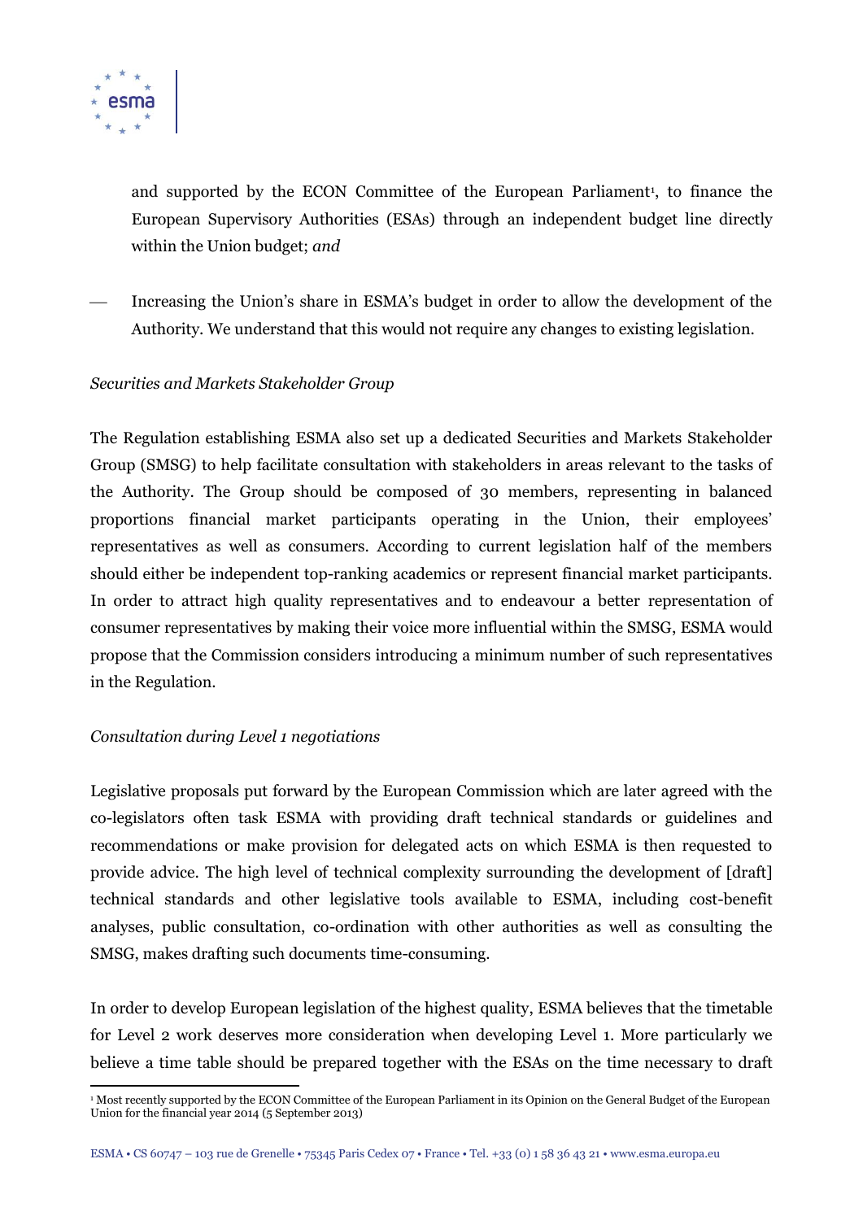and supported by the ECON Committee of the European Parliament[1], to finance the European Supervisory Authorities (ESAs) through an independent budget line directly within the Union budget; *and*

- Increasing the Union's share in ESMA's budget in order to allow the development of the Authority. We understand that this would not require any changes to existing legislation.

*Securities and Markets Stakeholder Group*

The Regulation establishing ESMA also set up a dedicated Securities and Markets Stakeholder Group (SMSG) to help facilitate consultation with stakeholders in areas relevant to the tasks of the Authority. The Group should be composed of 30 members, representing in balanced proportions financial market participants operating in the Union, their employees' representatives as well as consumers. According to current legislation half of the members should either be independent top-ranking academics or represent financial market participants. In order to attract high quality representatives and to endeavour a better representation of consumer representatives by making their voice more influential within the SMSG, ESMA would propose that the Commission considers introducing a minimum number of such representatives in the Regulation.

*Consultation during Level 1 negotiations*

Legislative proposals put forward by the European Commission which are later agreed with the co-legislators often task ESMA with providing draft technical standards or guidelines and recommendations or make provision for delegated acts on which ESMA is then requested to provide advice. The high level of technical complexity surrounding the development of [draft] technical standards and other legislative tools available to ESMA, including cost-benefit analyses, public consultation, co-ordination with other authorities as well as consulting the SMSG, makes drafting such documents time-consuming.

In order to develop European legislation of the highest quality, ESMA believes that the timetable for Level 2 work deserves more consideration when developing Level 1. More particularly we believe a time table should be prepared together with the ESAs on the time necessary to draft

[1] Most recently supported by the ECON Committee of the European Parliament in its Opinion on the General Budget of the European Union for the financial year 2014 (5 September 2013)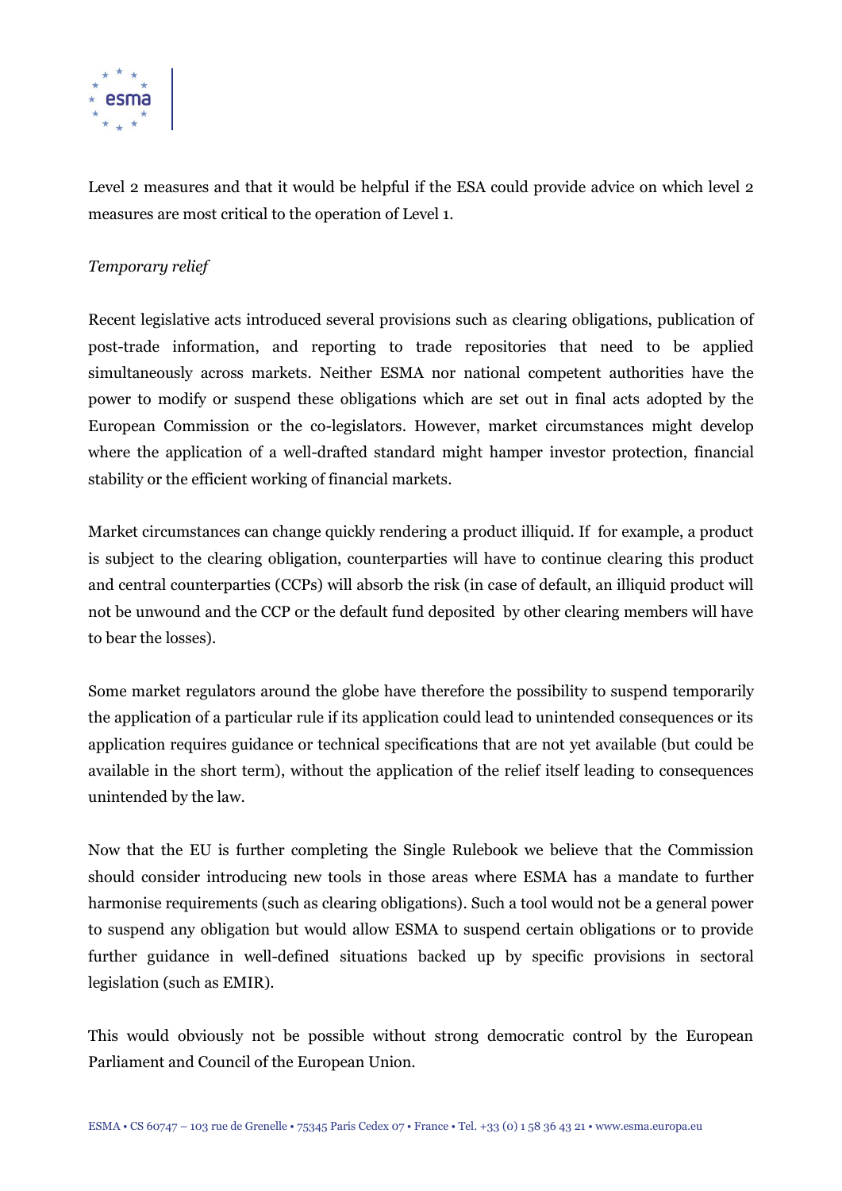Level 2 measures and that it would be helpful if the ESA could provide advice on which level 2 measures are most critical to the operation of Level 1.

*Temporary relief*

Recent legislative acts introduced several provisions such as clearing obligations, publication of post-trade information, and reporting to trade repositories that need to be applied simultaneously across markets. Neither ESMA nor national competent authorities have the power to modify or suspend these obligations which are set out in final acts adopted by the European Commission or the co-legislators. However, market circumstances might develop where the application of a well-drafted standard might hamper investor protection, financial stability or the efficient working of financial markets.

Market circumstances can change quickly rendering a product illiquid. If for example, a product is subject to the clearing obligation, counterparties will have to continue clearing this product and central counterparties (CCPs) will absorb the risk (in case of default, an illiquid product will not be unwound and the CCP or the default fund deposited by other clearing members will have to bear the losses).

Some market regulators around the globe have therefore the possibility to suspend temporarily the application of a particular rule if its application could lead to unintended consequences or its application requires guidance or technical specifications that are not yet available (but could be available in the short term), without the application of the relief itself leading to consequences unintended by the law.

Now that the EU is further completing the Single Rulebook we believe that the Commission should consider introducing new tools in those areas where ESMA has a mandate to further harmonise requirements (such as clearing obligations). Such a tool would not be a general power to suspend any obligation but would allow ESMA to suspend certain obligations or to provide further guidance in well-defined situations backed up by specific provisions in sectoral legislation (such as EMIR).

This would obviously not be possible without strong democratic control by the European Parliament and Council of the European Union.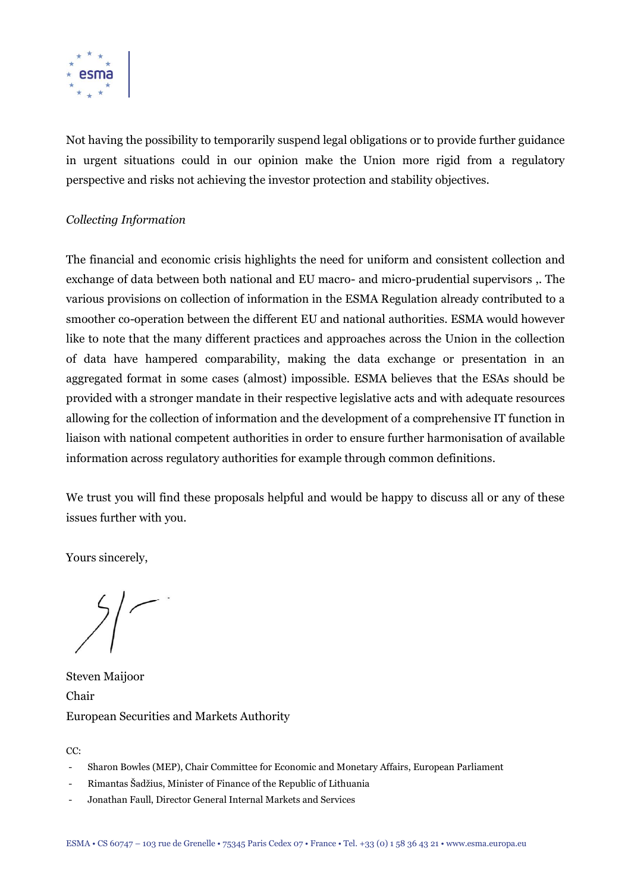Not having the possibility to temporarily suspend legal obligations or to provide further guidance in urgent situations could in our opinion make the Union more rigid from a regulatory perspective and risks not achieving the investor protection and stability objectives.

*Collecting Information*

The financial and economic crisis highlights the need for uniform and consistent collection and exchange of data between both national and EU macro- and micro-prudential supervisors ,. The various provisions on collection of information in the ESMA Regulation already contributed to a smoother co-operation between the different EU and national authorities. ESMA would however like to note that the many different practices and approaches across the Union in the collection of data have hampered comparability, making the data exchange or presentation in an aggregated format in some cases (almost) impossible. ESMA believes that the ESAs should be provided with a stronger mandate in their respective legislative acts and with adequate resources allowing for the collection of information and the development of a comprehensive IT function in liaison with national competent authorities in order to ensure further harmonisation of available information across regulatory authorities for example through common definitions.

We trust you will find these proposals helpful and would be happy to discuss all or any of these issues further with you.

Yours sincerely,

Steven Maijoor  
Chair  
European Securities and Markets Authority

CC:

- Sharon Bowles (MEP), Chair Committee for Economic and Monetary Affairs, European Parliament
- Rimantas Šadžius, Minister of Finance of the Republic of Lithuania
- Jonathan Faull, Director General Internal Markets and Services